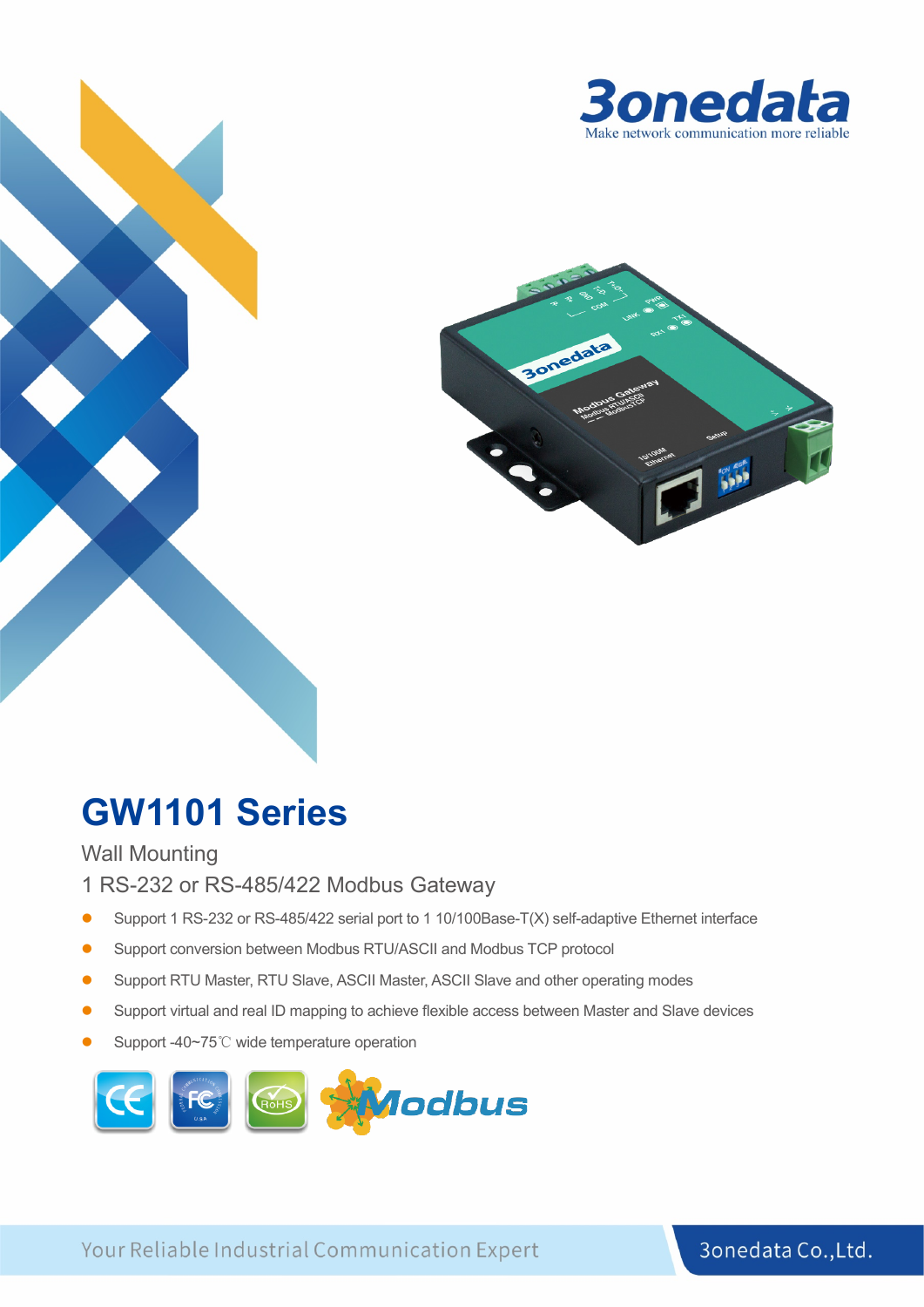3onedata

Make network communication more reliable

# GW1101 Series

Wall Mounting

1 RS-232 or RS-485/422 Modbus Gateway

- Support 1 RS-232 or RS-485/422 serial port to 1 10/100Base-T(X) self-adaptive Ethernet interface
- Support conversion between Modbus RTU/ASCII and Modbus TCP protocol
- Support RTU Master, RTU Slave, ASCII Master, ASCII Slave and other operating modes
- Support virtual and real ID mapping to achieve flexible access between Master and Slave devices
- Support -40~75℃ wide temperature operation

Your Reliable Industrial Communication Expert

3onedata Co.,Ltd.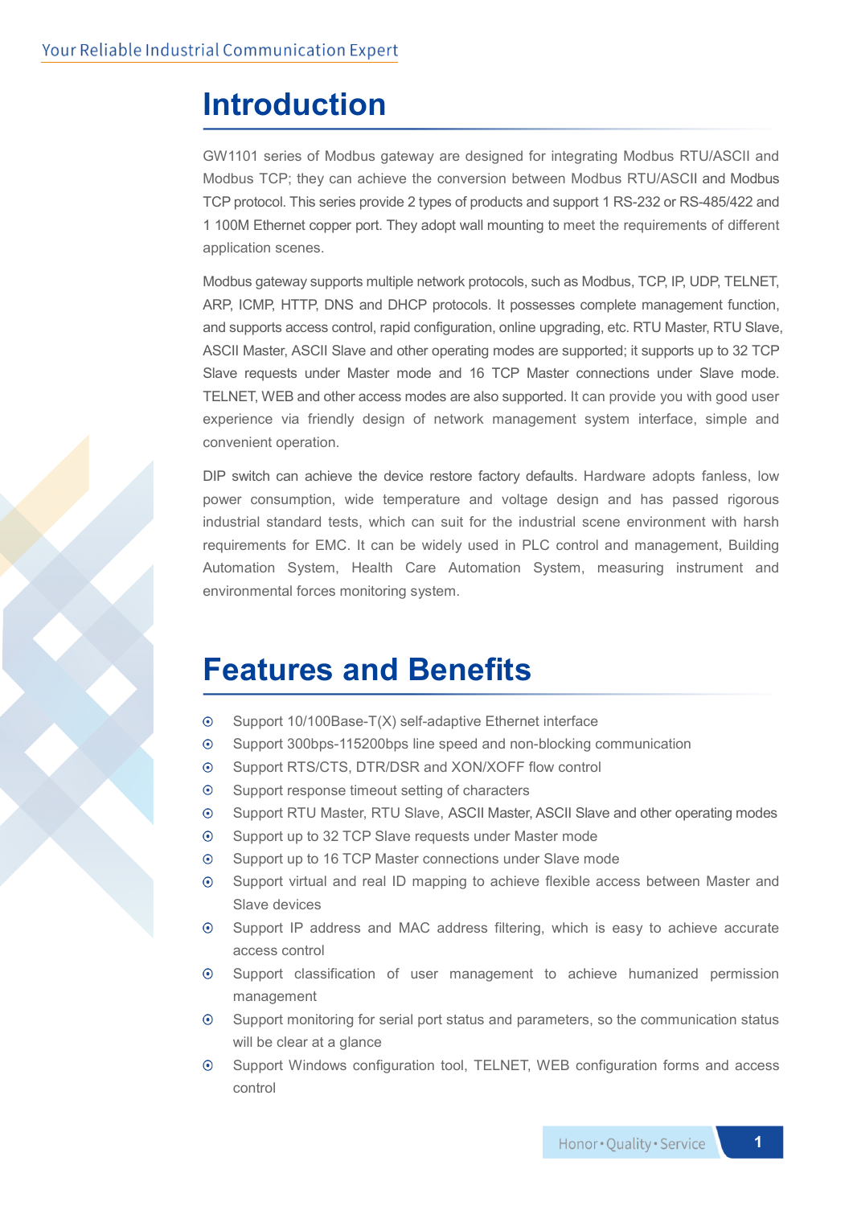# Introduction

GW1101 series of Modbus gateway are designed for integrating Modbus RTU/ASCII and Modbus TCP; they can achieve the conversion between Modbus RTU/ASCII and Modbus TCP protocol. This series provide 2 types of products and support 1 RS-232 or RS-485/422 and 1 100M Ethernet copper port. They adopt wall mounting to meet the requirements of different application scenes.

Modbus gateway supports multiple network protocols, such as Modbus, TCP, IP, UDP, TELNET, ARP, ICMP, HTTP, DNS and DHCP protocols. It possesses complete management function, and supports access control, rapid configuration, online upgrading, etc. RTU Master, RTU Slave, ASCII Master, ASCII Slave and other operating modes are supported; it supports up to 32 TCP Slave requests under Master mode and 16 TCP Master connections under Slave mode. TELNET, WEB and other access modes are also supported. It can provide you with good user experience via friendly design of network management system interface, simple and convenient operation.

DIP switch can achieve the device restore factory defaults. Hardware adopts fanless, low power consumption, wide temperature and voltage design and has passed rigorous industrial standard tests, which can suit for the industrial scene environment with harsh requirements for EMC. It can be widely used in PLC control and management, Building Automation System, Health Care Automation System, measuring instrument and environmental forces monitoring system.

# Features and Benefits

- Support 10/100Base-T(X) self-adaptive Ethernet interface
- Support 300bps-115200bps line speed and non-blocking communication
- Support RTS/CTS, DTR/DSR and XON/XOFF flow control
- Support response timeout setting of characters
- Support RTU Master, RTU Slave, ASCII Master, ASCII Slave and other operating modes
- Support up to 32 TCP Slave requests under Master mode
- Support up to 16 TCP Master connections under Slave mode
- Support virtual and real ID mapping to achieve flexible access between Master and Slave devices
- Support IP address and MAC address filtering, which is easy to achieve accurate access control
- Support classification of user management to achieve humanized permission management
- Support monitoring for serial port status and parameters, so the communication status will be clear at a glance
- Support Windows configuration tool, TELNET, WEB configuration forms and access control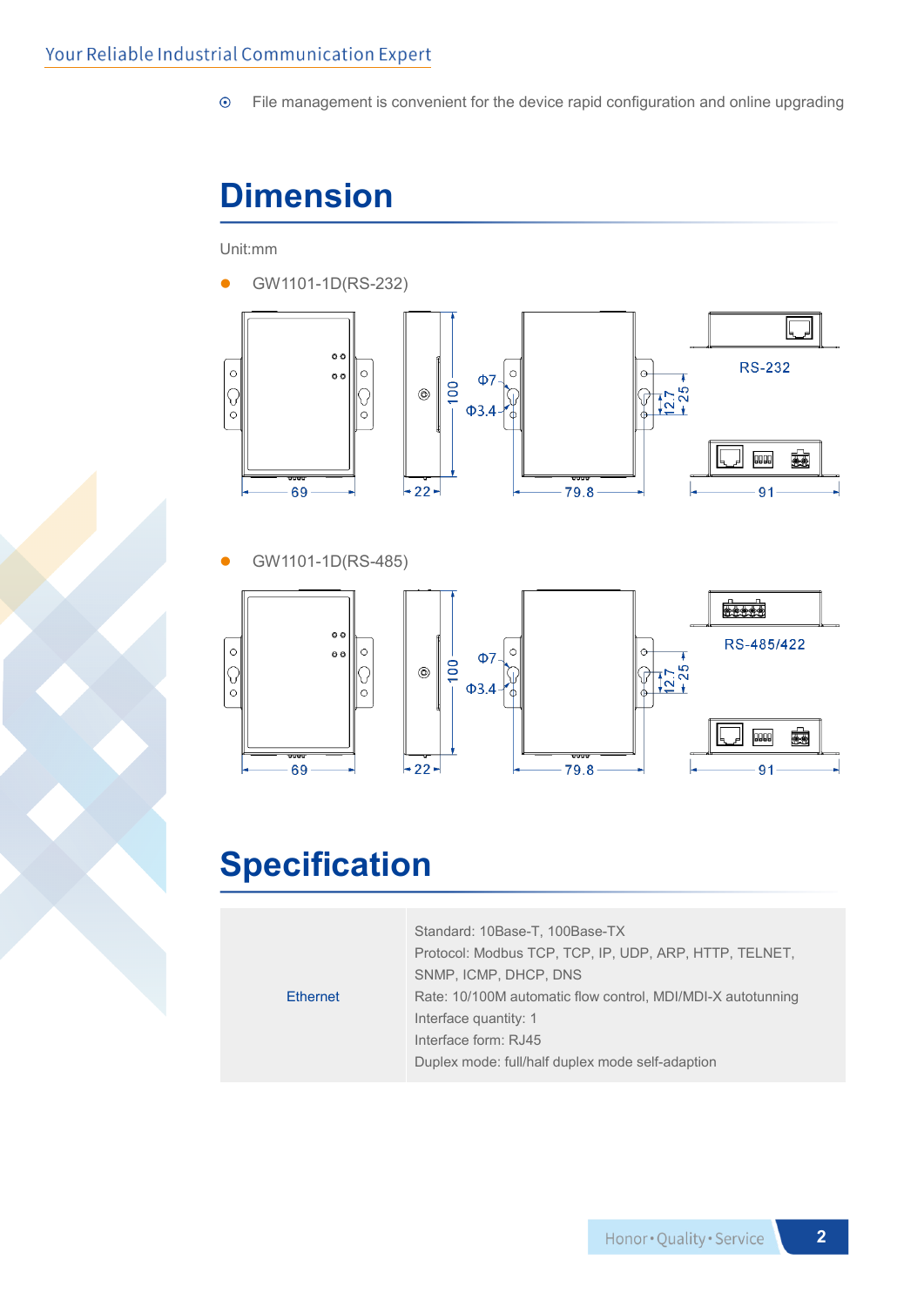- File management is convenient for the device rapid configuration and online upgrading

# Dimension

Unit:mm

- GW1101-1D(RS-232)

- GW1101-1D(RS-485)

# Specification

| | |
|---|---|
| Ethernet | Standard: 10Base-T, 100Base-TX<br>Protocol: Modbus TCP, TCP, IP, UDP, ARP, HTTP, TELNET, SNMP, ICMP, DHCP, DNS<br>Rate: 10/100M automatic flow control, MDI/MDI-X autotunning<br>Interface quantity: 1<br>Interface form: RJ45<br>Duplex mode: full/half duplex mode self-adaption |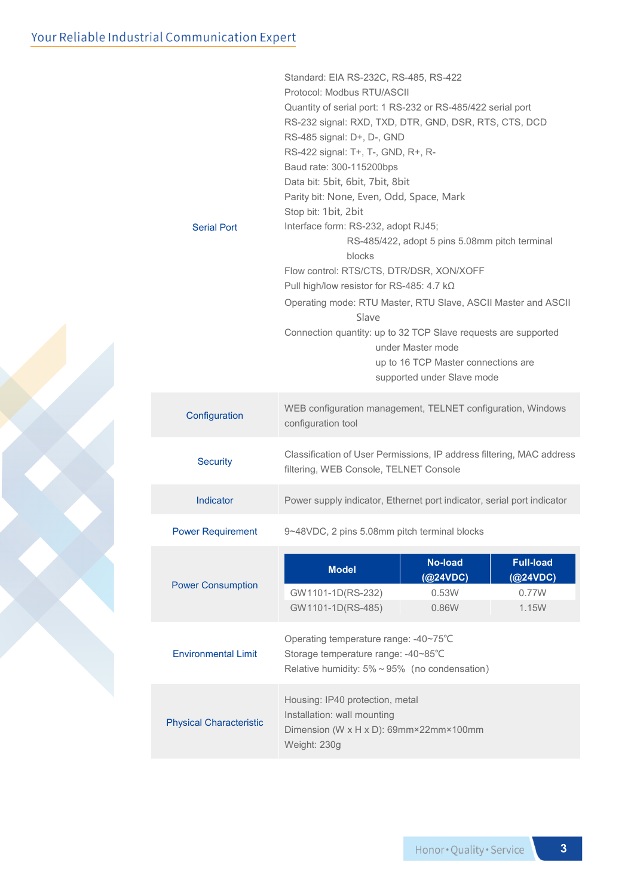| | |
|---|---|
| Serial Port | Standard: EIA RS-232C, RS-485, RS-422<br>Protocol: Modbus RTU/ASCII<br>Quantity of serial port: 1 RS-232 or RS-485/422 serial port<br>RS-232 signal: RXD, TXD, DTR, GND, DSR, RTS, CTS, DCD<br>RS-485 signal: D+, D-, GND<br>RS-422 signal: T+, T-, GND, R+, R-<br>Baud rate: 300-115200bps<br>Data bit: 5bit, 6bit, 7bit, 8bit<br>Parity bit: None, Even, Odd, Space, Mark<br>Stop bit: 1bit, 2bit<br>Interface form: RS-232, adopt RJ45;<br>RS-485/422, adopt 5 pins 5.08mm pitch terminal blocks<br>Flow control: RTS/CTS, DTR/DSR, XON/XOFF<br>Pull high/low resistor for RS-485: 4.7 kΩ<br>Operating mode: RTU Master, RTU Slave, ASCII Master and ASCII Slave<br>Connection quantity: up to 32 TCP Slave requests are supported under Master mode<br>up to 16 TCP Master connections are supported under Slave mode |
| Configuration | WEB configuration management, TELNET configuration, Windows configuration tool |
| Security | Classification of User Permissions, IP address filtering, MAC address filtering, WEB Console, TELNET Console |
| Indicator | Power supply indicator, Ethernet port indicator, serial port indicator |
| Power Requirement | 9~48VDC, 2 pins 5.08mm pitch terminal blocks |
| Power Consumption | see table below |
| Environmental Limit | Operating temperature range: -40~75℃<br>Storage temperature range: -40~85℃<br>Relative humidity: 5% ~ 95% (no condensation) |
| Physical Characteristic | Housing: IP40 protection, metal<br>Installation: wall mounting<br>Dimension (W x H x D): 69mm×22mm×100mm<br>Weight: 230g |

**Power Consumption**

| Model | No-load (@24VDC) | Full-load (@24VDC) |
|---|---|---|
| GW1101-1D(RS-232) | 0.53W | 0.77W |
| GW1101-1D(RS-485) | 0.86W | 1.15W |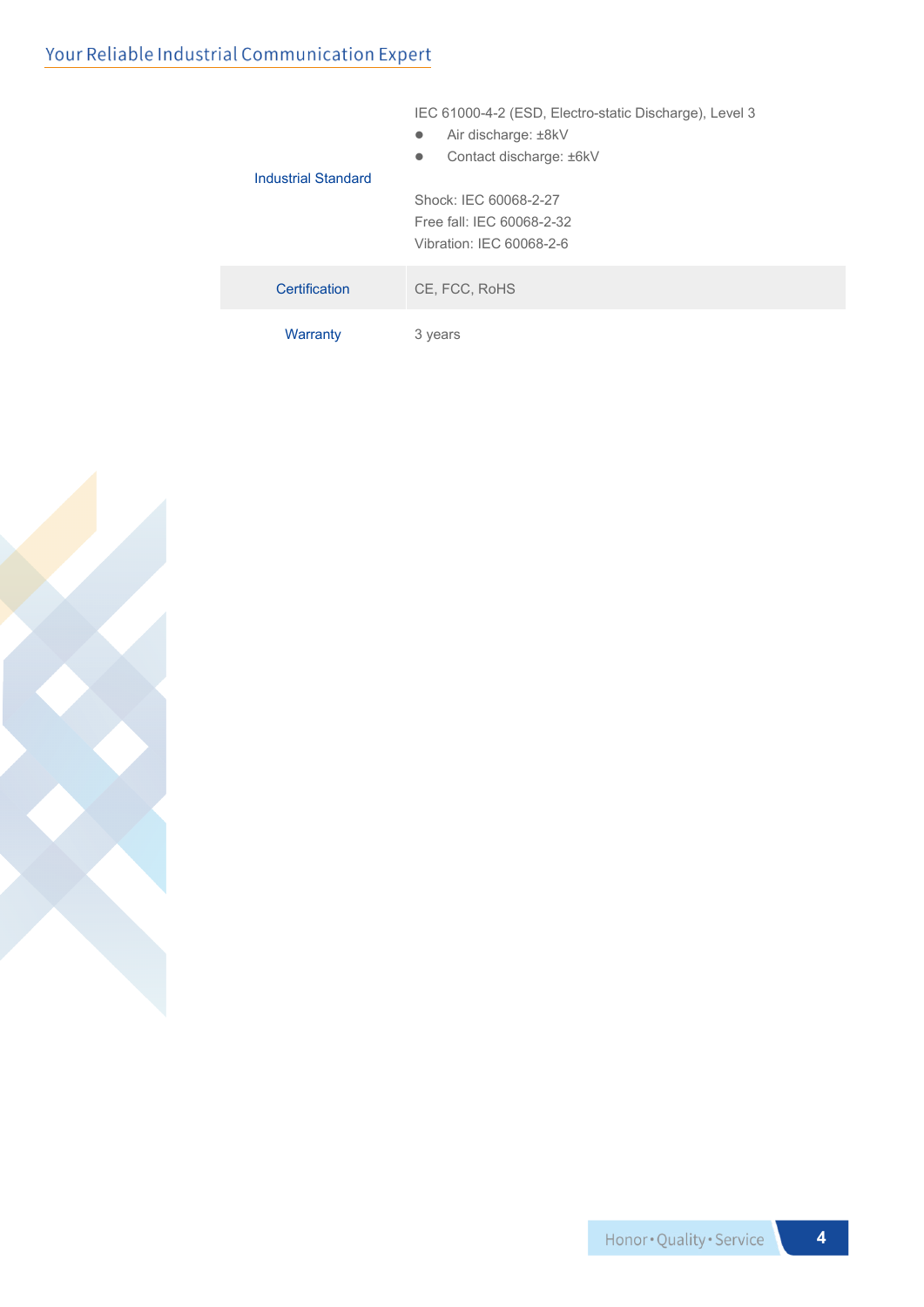| | |
|---|---|
| Industrial Standard | IEC 61000-4-2 (ESD, Electro-static Discharge), Level 3<br>● Air discharge: ±8kV<br>● Contact discharge: ±6kV<br><br>Shock: IEC 60068-2-27<br>Free fall: IEC 60068-2-32<br>Vibration: IEC 60068-2-6 |
| Certification | CE, FCC, RoHS |
| Warranty | 3 years |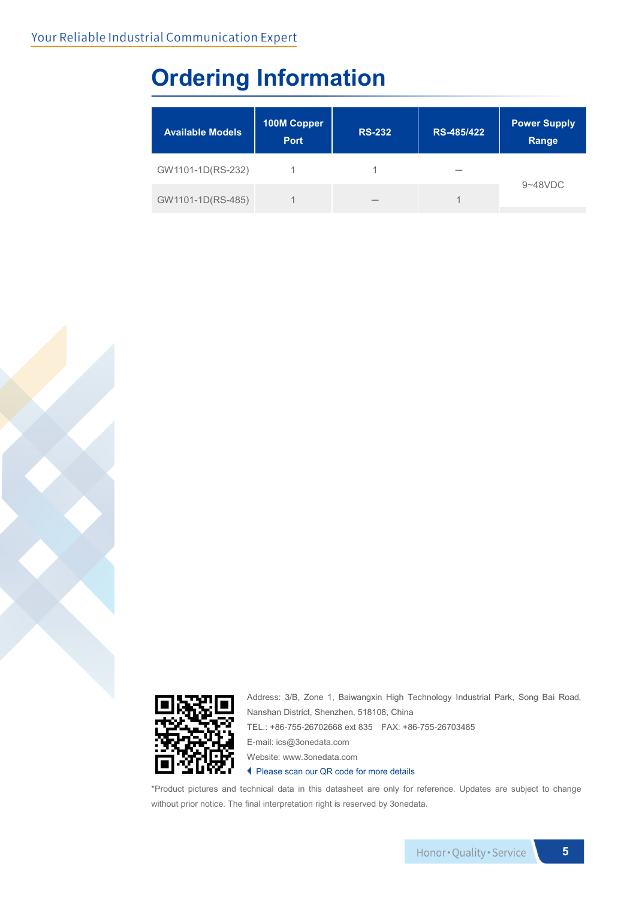# Ordering Information

| Available Models | 100M Copper Port | RS-232 | RS-485/422 | Power Supply Range |
|---|---|---|---|---|
| GW1101-1D(RS-232) | 1 | 1 | — | 9~48VDC |
| GW1101-1D(RS-485) | 1 | — | 1 | |

Address: 3/B, Zone 1, Baiwangxin High Technology Industrial Park, Song Bai Road, Nanshan District, Shenzhen, 518108, China

TEL.: +86-755-26702668 ext 835  FAX: +86-755-26703485

E-mail: ics@3onedata.com

Website: www.3onedata.com

Please scan our QR code for more details

*Product pictures and technical data in this datasheet are only for reference. Updates are subject to change without prior notice. The final interpretation right is reserved by 3onedata.